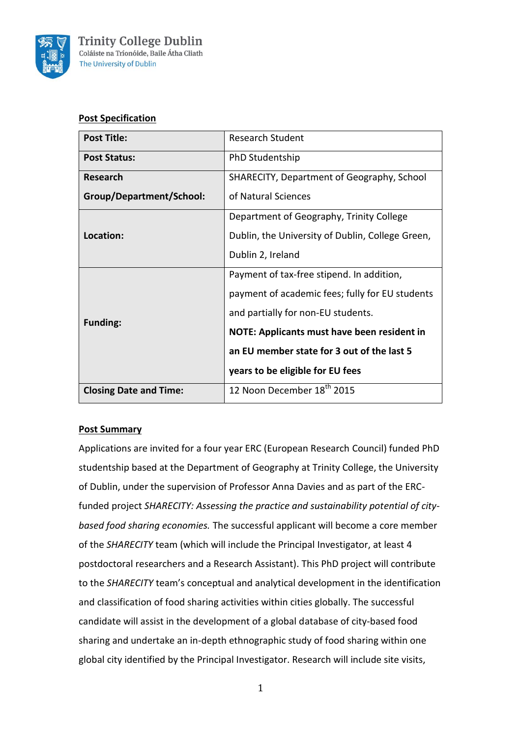Trinity College Dublin
Coláiste na Tríonóide, Baile Átha Cliath
The University of Dublin

## Post Specification

| | |
|---|---|
| **Post Title:** | Research Student |
| **Post Status:** | PhD Studentship |
| **Research Group/Department/School:** | SHARECITY, Department of Geography, School of Natural Sciences |
| **Location:** | Department of Geography, Trinity College Dublin, the University of Dublin, College Green, Dublin 2, Ireland |
| **Funding:** | Payment of tax-free stipend. In addition, payment of academic fees; fully for EU students and partially for non-EU students. **NOTE: Applicants must have been resident in an EU member state for 3 out of the last 5 years to be eligible for EU fees** |
| **Closing Date and Time:** | 12 Noon December 18th 2015 |

## Post Summary

Applications are invited for a four year ERC (European Research Council) funded PhD studentship based at the Department of Geography at Trinity College, the University of Dublin, under the supervision of Professor Anna Davies and as part of the ERC-funded project *SHARECITY: Assessing the practice and sustainability potential of city-based food sharing economies.* The successful applicant will become a core member of the *SHARECITY* team (which will include the Principal Investigator, at least 4 postdoctoral researchers and a Research Assistant). This PhD project will contribute to the *SHARECITY* team's conceptual and analytical development in the identification and classification of food sharing activities within cities globally. The successful candidate will assist in the development of a global database of city-based food sharing and undertake an in-depth ethnographic study of food sharing within one global city identified by the Principal Investigator. Research will include site visits,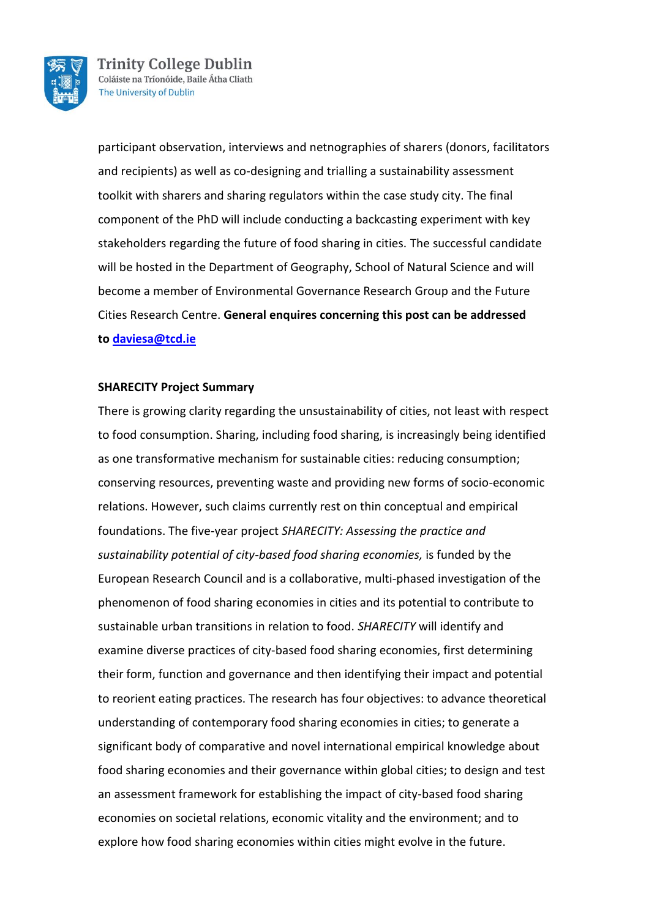participant observation, interviews and netnographies of sharers (donors, facilitators and recipients) as well as co-designing and trialling a sustainability assessment toolkit with sharers and sharing regulators within the case study city. The final component of the PhD will include conducting a backcasting experiment with key stakeholders regarding the future of food sharing in cities. The successful candidate will be hosted in the Department of Geography, School of Natural Science and will become a member of Environmental Governance Research Group and the Future Cities Research Centre. **General enquires concerning this post can be addressed to [daviesa@tcd.ie](mailto:daviesa@tcd.ie)**

**SHARECITY Project Summary**

There is growing clarity regarding the unsustainability of cities, not least with respect to food consumption. Sharing, including food sharing, is increasingly being identified as one transformative mechanism for sustainable cities: reducing consumption; conserving resources, preventing waste and providing new forms of socio-economic relations. However, such claims currently rest on thin conceptual and empirical foundations. The five-year project *SHARECITY: Assessing the practice and sustainability potential of city-based food sharing economies,* is funded by the European Research Council and is a collaborative, multi-phased investigation of the phenomenon of food sharing economies in cities and its potential to contribute to sustainable urban transitions in relation to food. *SHARECITY* will identify and examine diverse practices of city-based food sharing economies, first determining their form, function and governance and then identifying their impact and potential to reorient eating practices. The research has four objectives: to advance theoretical understanding of contemporary food sharing economies in cities; to generate a significant body of comparative and novel international empirical knowledge about food sharing economies and their governance within global cities; to design and test an assessment framework for establishing the impact of city-based food sharing economies on societal relations, economic vitality and the environment; and to explore how food sharing economies within cities might evolve in the future.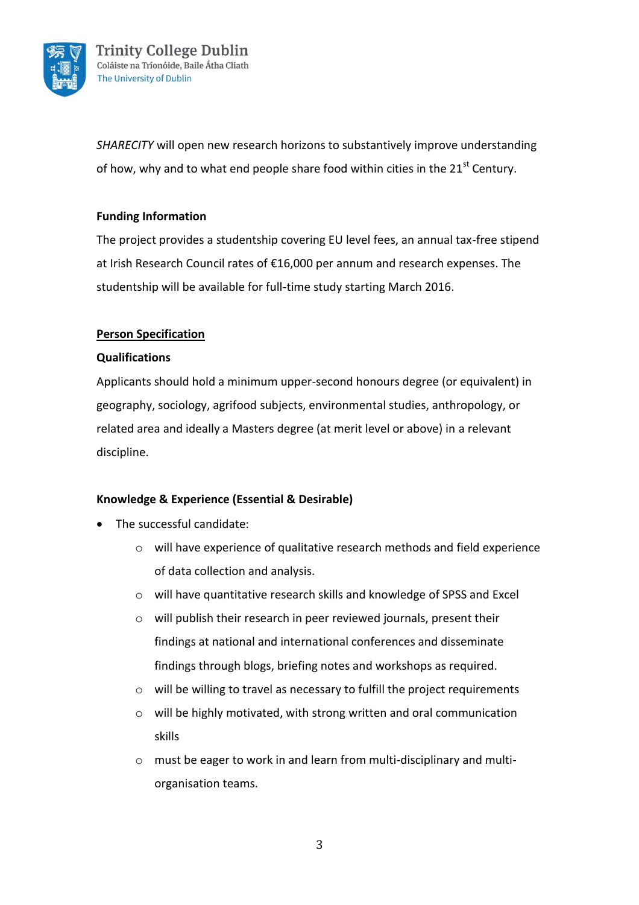*SHARECITY* will open new research horizons to substantively improve understanding of how, why and to what end people share food within cities in the 21st Century.

**Funding Information**

The project provides a studentship covering EU level fees, an annual tax-free stipend at Irish Research Council rates of €16,000 per annum and research expenses. The studentship will be available for full-time study starting March 2016.

## Person Specification

**Qualifications**

Applicants should hold a minimum upper-second honours degree (or equivalent) in geography, sociology, agrifood subjects, environmental studies, anthropology, or related area and ideally a Masters degree (at merit level or above) in a relevant discipline.

**Knowledge & Experience (Essential & Desirable)**

- The successful candidate:
  - will have experience of qualitative research methods and field experience of data collection and analysis.
  - will have quantitative research skills and knowledge of SPSS and Excel
  - will publish their research in peer reviewed journals, present their findings at national and international conferences and disseminate findings through blogs, briefing notes and workshops as required.
  - will be willing to travel as necessary to fulfill the project requirements
  - will be highly motivated, with strong written and oral communication skills
  - must be eager to work in and learn from multi-disciplinary and multi-organisation teams.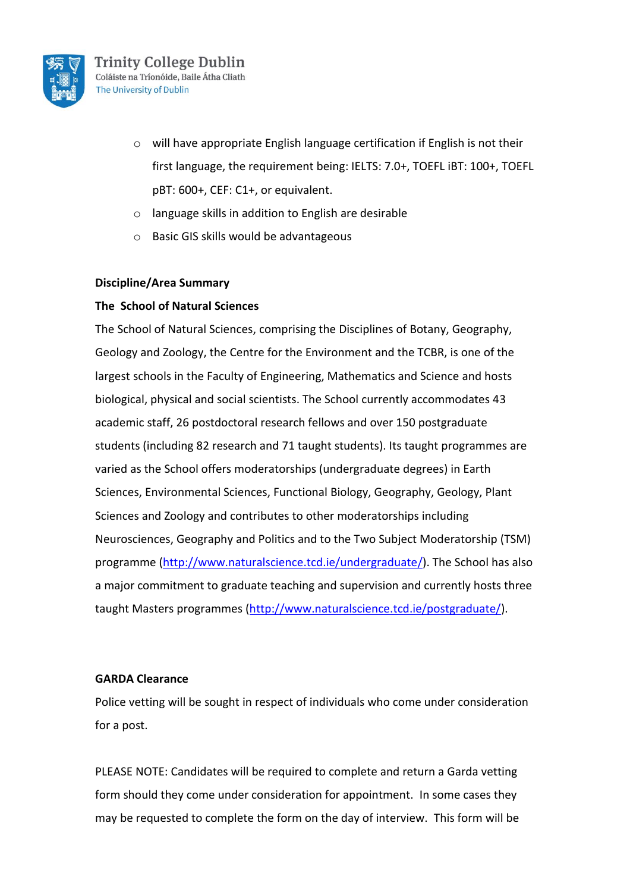- will have appropriate English language certification if English is not their first language, the requirement being: IELTS: 7.0+, TOEFL iBT: 100+, TOEFL pBT: 600+, CEF: C1+, or equivalent.
- language skills in addition to English are desirable
- Basic GIS skills would be advantageous

**Discipline/Area Summary**

**The School of Natural Sciences**

The School of Natural Sciences, comprising the Disciplines of Botany, Geography, Geology and Zoology, the Centre for the Environment and the TCBR, is one of the largest schools in the Faculty of Engineering, Mathematics and Science and hosts biological, physical and social scientists. The School currently accommodates 43 academic staff, 26 postdoctoral research fellows and over 150 postgraduate students (including 82 research and 71 taught students). Its taught programmes are varied as the School offers moderatorships (undergraduate degrees) in Earth Sciences, Environmental Sciences, Functional Biology, Geography, Geology, Plant Sciences and Zoology and contributes to other moderatorships including Neurosciences, Geography and Politics and to the Two Subject Moderatorship (TSM) programme (http://www.naturalscience.tcd.ie/undergraduate/). The School has also a major commitment to graduate teaching and supervision and currently hosts three taught Masters programmes (http://www.naturalscience.tcd.ie/postgraduate/).

**GARDA Clearance**

Police vetting will be sought in respect of individuals who come under consideration for a post.

PLEASE NOTE: Candidates will be required to complete and return a Garda vetting form should they come under consideration for appointment. In some cases they may be requested to complete the form on the day of interview. This form will be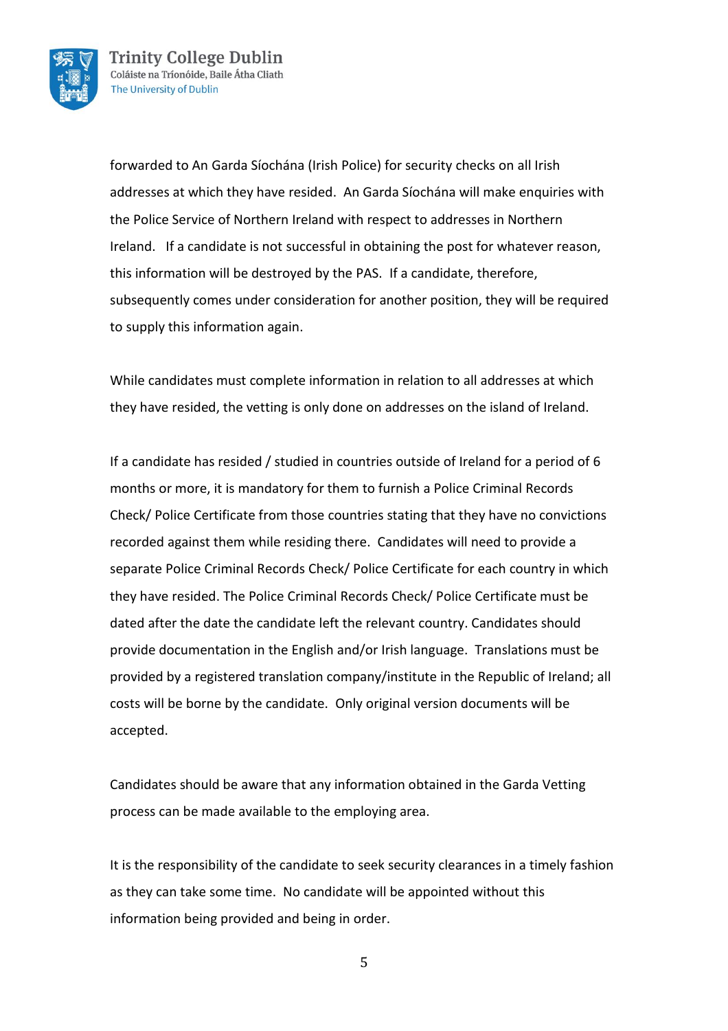forwarded to An Garda Síochána (Irish Police) for security checks on all Irish addresses at which they have resided. An Garda Síochána will make enquiries with the Police Service of Northern Ireland with respect to addresses in Northern Ireland. If a candidate is not successful in obtaining the post for whatever reason, this information will be destroyed by the PAS. If a candidate, therefore, subsequently comes under consideration for another position, they will be required to supply this information again.

While candidates must complete information in relation to all addresses at which they have resided, the vetting is only done on addresses on the island of Ireland.

If a candidate has resided / studied in countries outside of Ireland for a period of 6 months or more, it is mandatory for them to furnish a Police Criminal Records Check/ Police Certificate from those countries stating that they have no convictions recorded against them while residing there. Candidates will need to provide a separate Police Criminal Records Check/ Police Certificate for each country in which they have resided. The Police Criminal Records Check/ Police Certificate must be dated after the date the candidate left the relevant country. Candidates should provide documentation in the English and/or Irish language. Translations must be provided by a registered translation company/institute in the Republic of Ireland; all costs will be borne by the candidate. Only original version documents will be accepted.

Candidates should be aware that any information obtained in the Garda Vetting process can be made available to the employing area.

It is the responsibility of the candidate to seek security clearances in a timely fashion as they can take some time. No candidate will be appointed without this information being provided and being in order.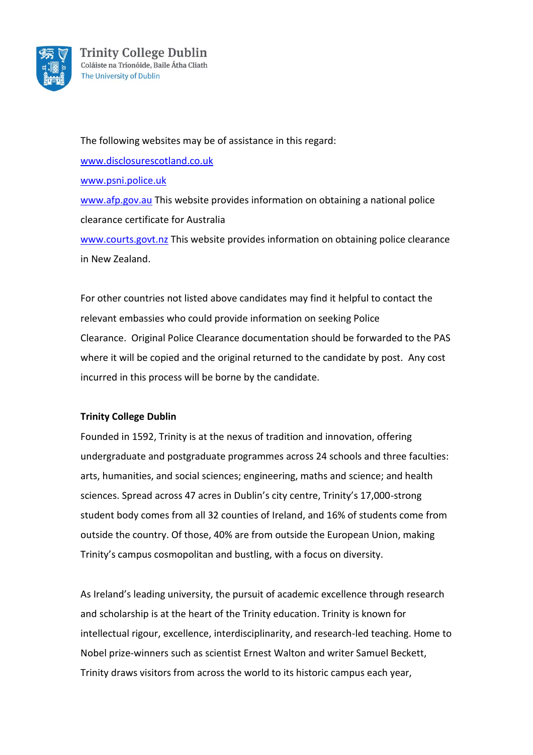The following websites may be of assistance in this regard:

www.disclosurescotland.co.uk

www.psni.police.uk

www.afp.gov.au This website provides information on obtaining a national police clearance certificate for Australia

www.courts.govt.nz This website provides information on obtaining police clearance in New Zealand.

For other countries not listed above candidates may find it helpful to contact the relevant embassies who could provide information on seeking Police Clearance. Original Police Clearance documentation should be forwarded to the PAS where it will be copied and the original returned to the candidate by post. Any cost incurred in this process will be borne by the candidate.

**Trinity College Dublin**

Founded in 1592, Trinity is at the nexus of tradition and innovation, offering undergraduate and postgraduate programmes across 24 schools and three faculties: arts, humanities, and social sciences; engineering, maths and science; and health sciences. Spread across 47 acres in Dublin's city centre, Trinity's 17,000-strong student body comes from all 32 counties of Ireland, and 16% of students come from outside the country. Of those, 40% are from outside the European Union, making Trinity's campus cosmopolitan and bustling, with a focus on diversity.

As Ireland's leading university, the pursuit of academic excellence through research and scholarship is at the heart of the Trinity education. Trinity is known for intellectual rigour, excellence, interdisciplinarity, and research-led teaching. Home to Nobel prize-winners such as scientist Ernest Walton and writer Samuel Beckett, Trinity draws visitors from across the world to its historic campus each year,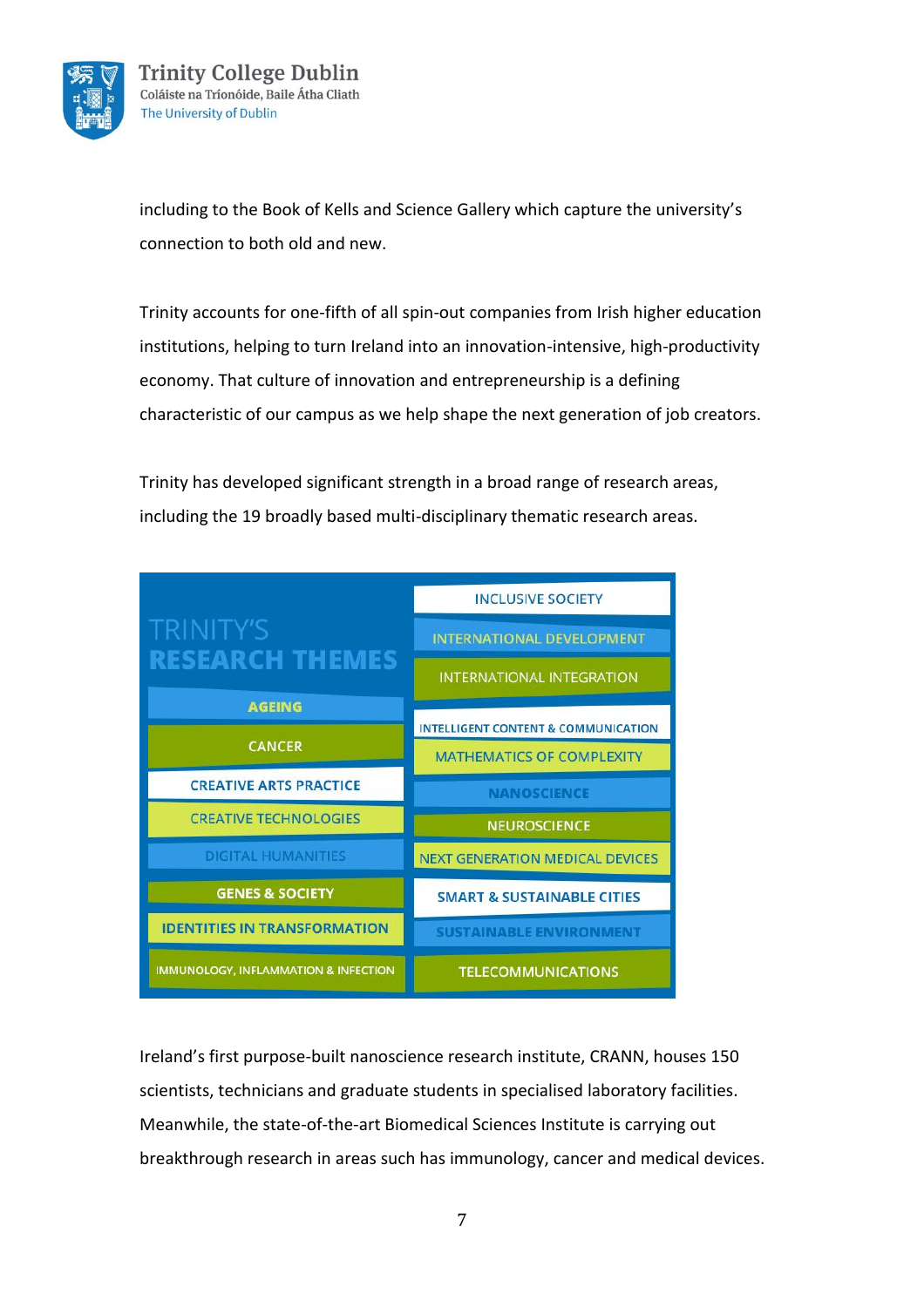including to the Book of Kells and Science Gallery which capture the university's connection to both old and new.

Trinity accounts for one-fifth of all spin-out companies from Irish higher education institutions, helping to turn Ireland into an innovation-intensive, high-productivity economy. That culture of innovation and entrepreneurship is a defining characteristic of our campus as we help shape the next generation of job creators.

Trinity has developed significant strength in a broad range of research areas, including the 19 broadly based multi-disciplinary thematic research areas.

**TRINITY'S RESEARCH THEMES**

- AGEING
- CANCER
- CREATIVE ARTS PRACTICE
- CREATIVE TECHNOLOGIES
- DIGITAL HUMANITIES
- GENES & SOCIETY
- IDENTITIES IN TRANSFORMATION
- IMMUNOLOGY, INFLAMMATION & INFECTION
- INCLUSIVE SOCIETY
- INTERNATIONAL DEVELOPMENT
- INTERNATIONAL INTEGRATION
- INTELLIGENT CONTENT & COMMUNICATION
- MATHEMATICS OF COMPLEXITY
- NANOSCIENCE
- NEUROSCIENCE
- NEXT GENERATION MEDICAL DEVICES
- SMART & SUSTAINABLE CITIES
- SUSTAINABLE ENVIRONMENT
- TELECOMMUNICATIONS

Ireland's first purpose-built nanoscience research institute, CRANN, houses 150 scientists, technicians and graduate students in specialised laboratory facilities. Meanwhile, the state-of-the-art Biomedical Sciences Institute is carrying out breakthrough research in areas such has immunology, cancer and medical devices.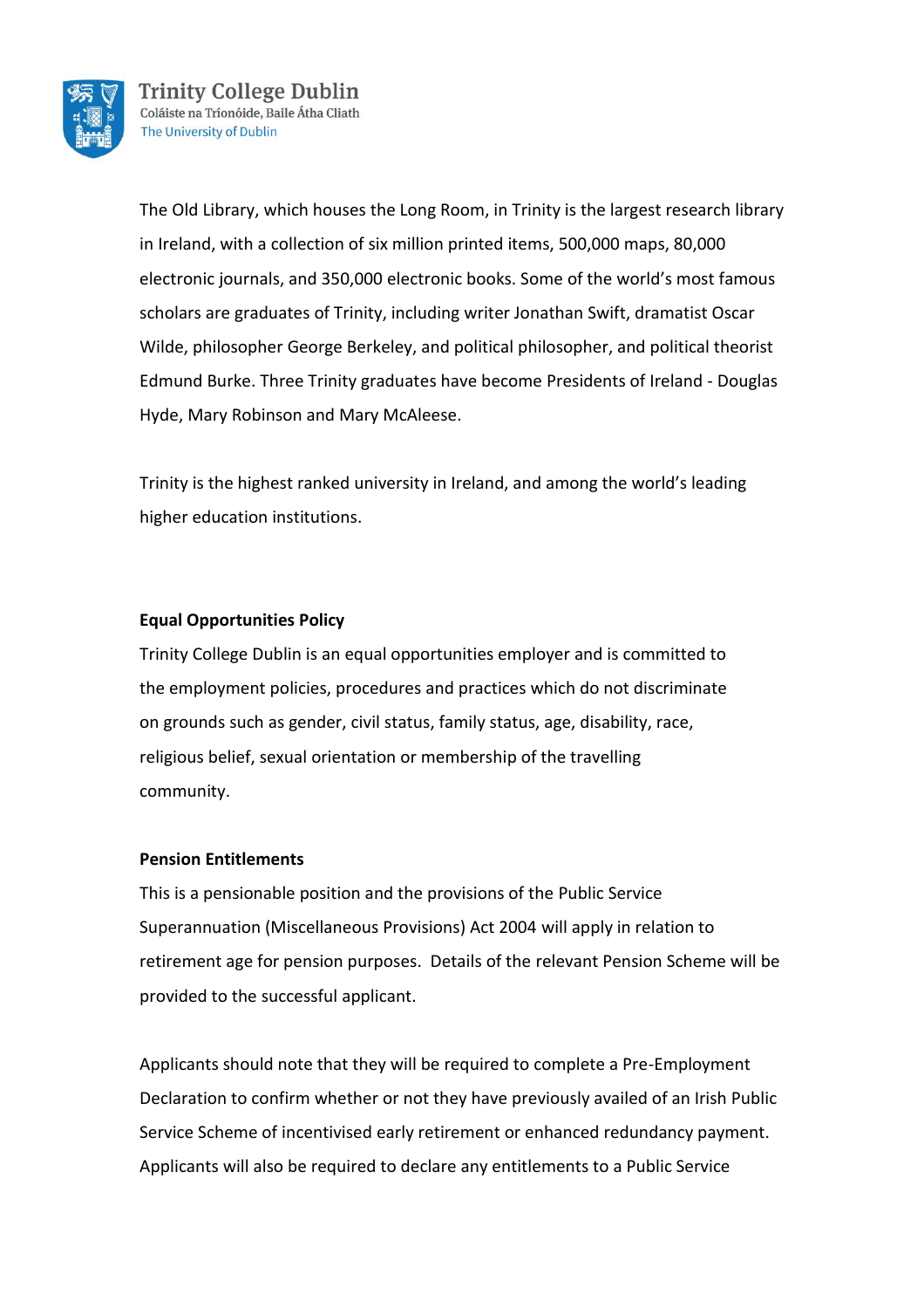The Old Library, which houses the Long Room, in Trinity is the largest research library in Ireland, with a collection of six million printed items, 500,000 maps, 80,000 electronic journals, and 350,000 electronic books. Some of the world's most famous scholars are graduates of Trinity, including writer Jonathan Swift, dramatist Oscar Wilde, philosopher George Berkeley, and political philosopher, and political theorist Edmund Burke. Three Trinity graduates have become Presidents of Ireland - Douglas Hyde, Mary Robinson and Mary McAleese.

Trinity is the highest ranked university in Ireland, and among the world's leading higher education institutions.

**Equal Opportunities Policy**

Trinity College Dublin is an equal opportunities employer and is committed to the employment policies, procedures and practices which do not discriminate on grounds such as gender, civil status, family status, age, disability, race, religious belief, sexual orientation or membership of the travelling community.

**Pension Entitlements**

This is a pensionable position and the provisions of the Public Service Superannuation (Miscellaneous Provisions) Act 2004 will apply in relation to retirement age for pension purposes. Details of the relevant Pension Scheme will be provided to the successful applicant.

Applicants should note that they will be required to complete a Pre-Employment Declaration to confirm whether or not they have previously availed of an Irish Public Service Scheme of incentivised early retirement or enhanced redundancy payment. Applicants will also be required to declare any entitlements to a Public Service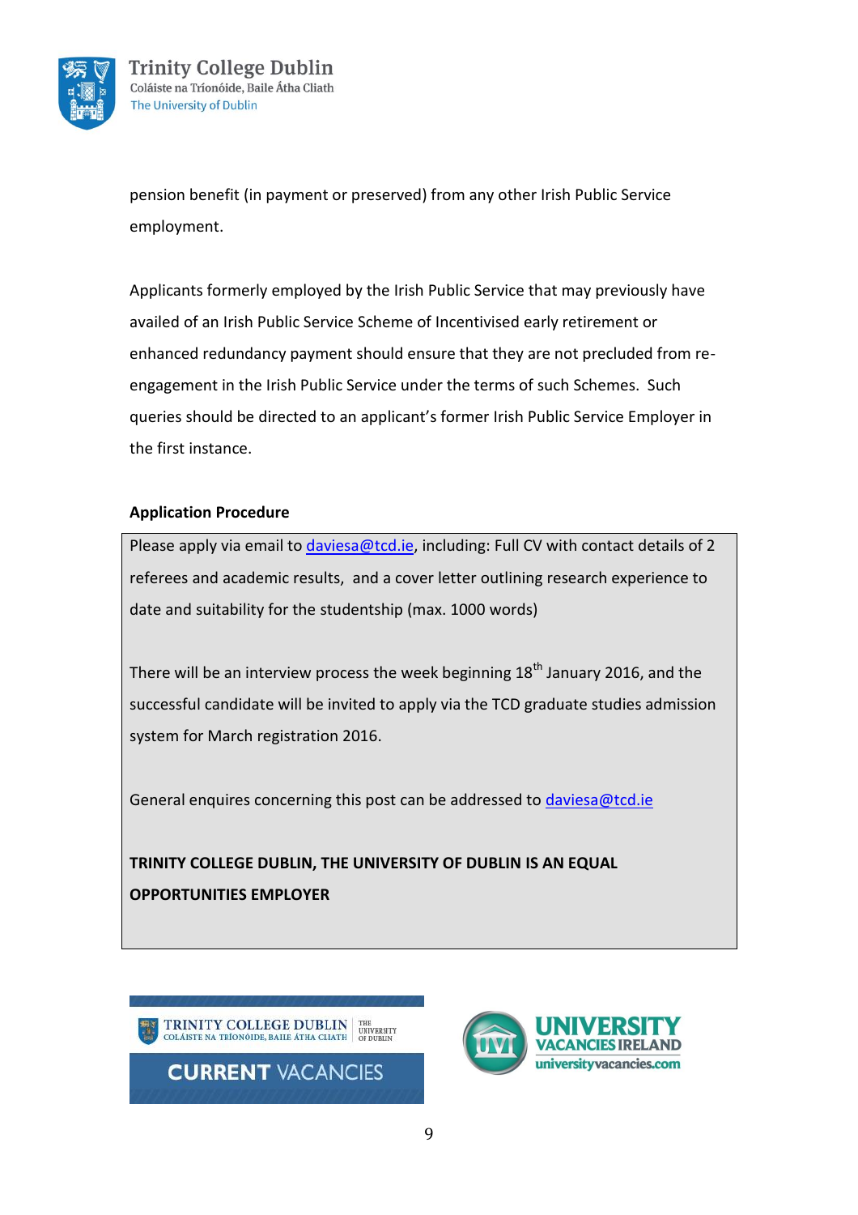pension benefit (in payment or preserved) from any other Irish Public Service employment.

Applicants formerly employed by the Irish Public Service that may previously have availed of an Irish Public Service Scheme of Incentivised early retirement or enhanced redundancy payment should ensure that they are not precluded from re-engagement in the Irish Public Service under the terms of such Schemes. Such queries should be directed to an applicant's former Irish Public Service Employer in the first instance.

**Application Procedure**

Please apply via email to daviesa@tcd.ie, including: Full CV with contact details of 2 referees and academic results, and a cover letter outlining research experience to date and suitability for the studentship (max. 1000 words)

There will be an interview process the week beginning 18th January 2016, and the successful candidate will be invited to apply via the TCD graduate studies admission system for March registration 2016.

General enquires concerning this post can be addressed to daviesa@tcd.ie

**TRINITY COLLEGE DUBLIN, THE UNIVERSITY OF DUBLIN IS AN EQUAL OPPORTUNITIES EMPLOYER**